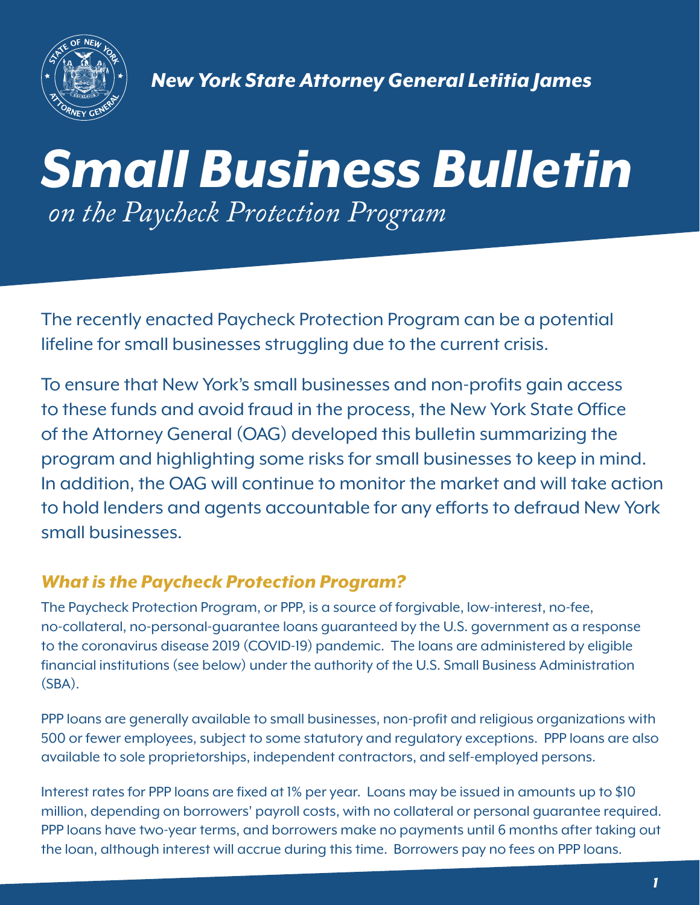*New York State Attorney General Letitia James*

# *Small Business Bulletin*

*on the Paycheck Protection Program*

The recently enacted Paycheck Protection Program can be a potential lifeline for small businesses struggling due to the current crisis.

To ensure that New York's small businesses and non-profits gain access to these funds and avoid fraud in the process, the New York State Office of the Attorney General (OAG) developed this bulletin summarizing the program and highlighting some risks for small businesses to keep in mind. In addition, the OAG will continue to monitor the market and will take action to hold lenders and agents accountable for any efforts to defraud New York small businesses.

## *What is the Paycheck Protection Program?*

The Paycheck Protection Program, or PPP, is a source of forgivable, low-interest, no-fee, no-collateral, no-personal-guarantee loans guaranteed by the U.S. government as a response to the coronavirus disease 2019 (COVID-19) pandemic. The loans are administered by eligible financial institutions (see below) under the authority of the U.S. Small Business Administration (SBA).

PPP loans are generally available to small businesses, non-profit and religious organizations with 500 or fewer employees, subject to some statutory and regulatory exceptions. PPP loans are also available to sole proprietorships, independent contractors, and self-employed persons.

Interest rates for PPP loans are fixed at 1% per year. Loans may be issued in amounts up to $10 million, depending on borrowers' payroll costs, with no collateral or personal guarantee required. PPP loans have two-year terms, and borrowers make no payments until 6 months after taking out the loan, although interest will accrue during this time. Borrowers pay no fees on PPP loans.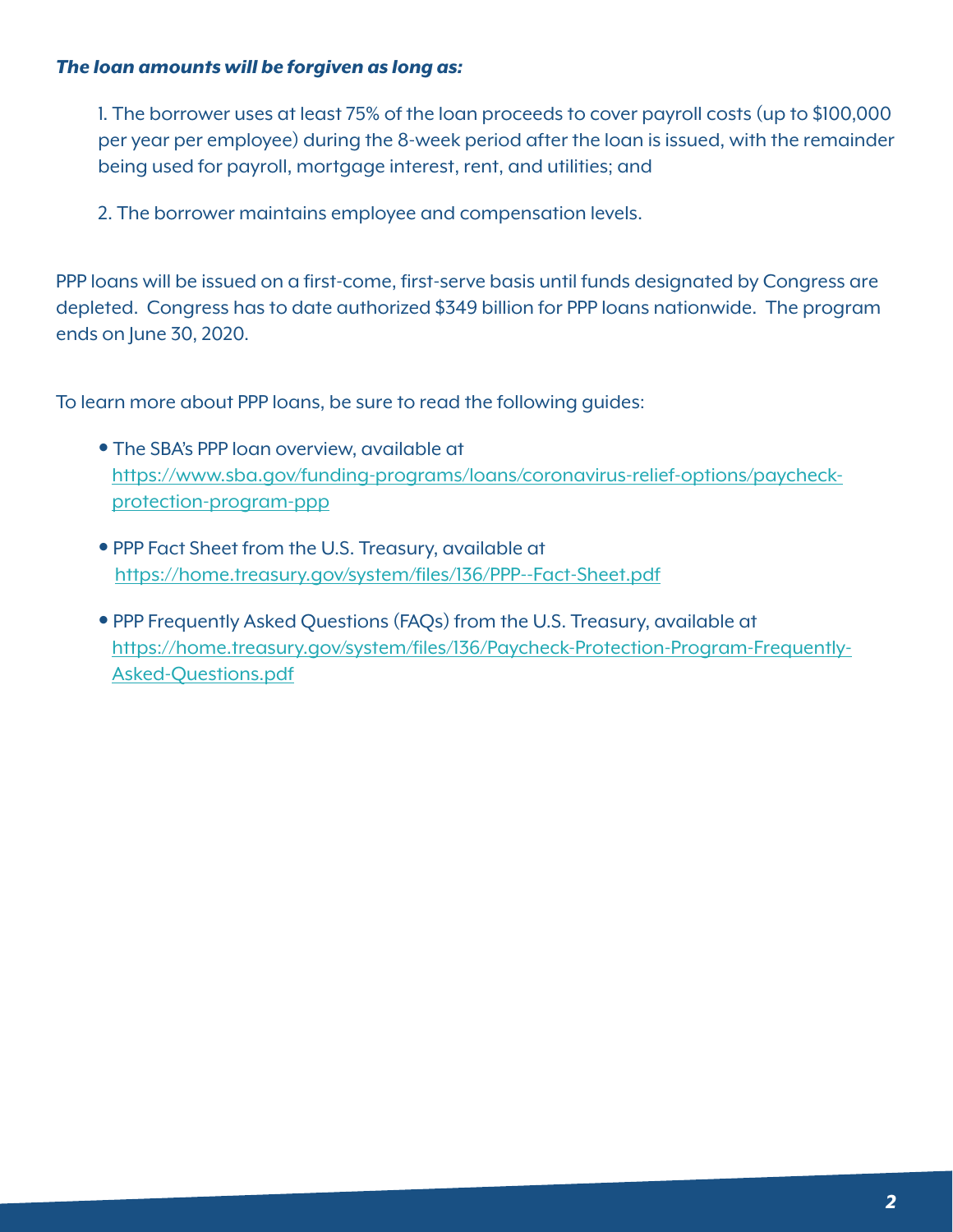***The loan amounts will be forgiven as long as:***

1. The borrower uses at least 75% of the loan proceeds to cover payroll costs (up to $100,000 per year per employee) during the 8-week period after the loan is issued, with the remainder being used for payroll, mortgage interest, rent, and utilities; and

2. The borrower maintains employee and compensation levels.

PPP loans will be issued on a first-come, first-serve basis until funds designated by Congress are depleted. Congress has to date authorized $349 billion for PPP loans nationwide. The program ends on June 30, 2020.

To learn more about PPP loans, be sure to read the following guides:

- The SBA's PPP loan overview, available at https://www.sba.gov/funding-programs/loans/coronavirus-relief-options/paycheck-protection-program-ppp
- PPP Fact Sheet from the U.S. Treasury, available at https://home.treasury.gov/system/files/136/PPP--Fact-Sheet.pdf
- PPP Frequently Asked Questions (FAQs) from the U.S. Treasury, available at https://home.treasury.gov/system/files/136/Paycheck-Protection-Program-Frequently-Asked-Questions.pdf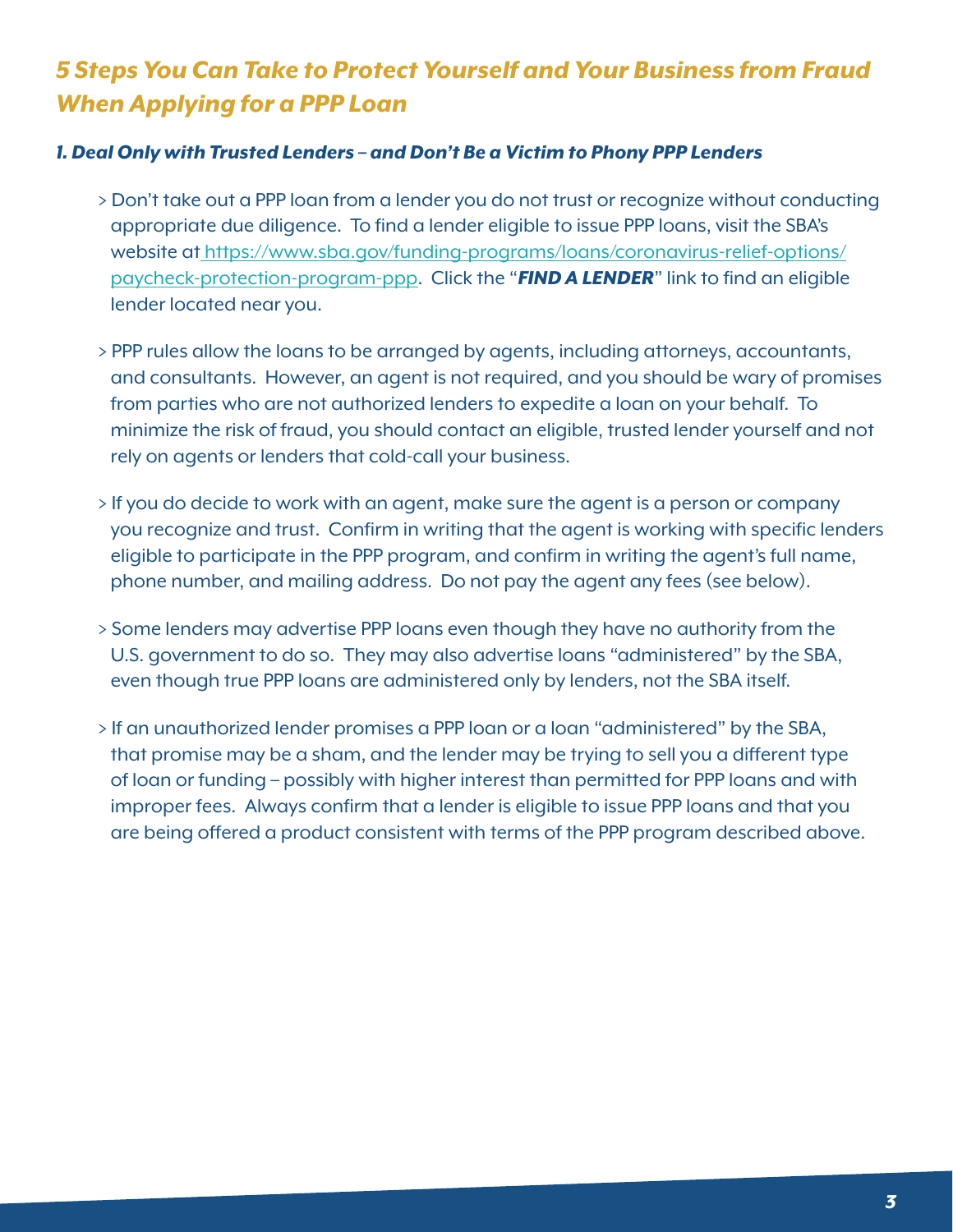## *5 Steps You Can Take to Protect Yourself and Your Business from Fraud When Applying for a PPP Loan*

### *1. Deal Only with Trusted Lenders – and Don't Be a Victim to Phony PPP Lenders*

> Don't take out a PPP loan from a lender you do not trust or recognize without conducting appropriate due diligence. To find a lender eligible to issue PPP loans, visit the SBA's website at [https://www.sba.gov/funding-programs/loans/coronavirus-relief-options/paycheck-protection-program-ppp](https://www.sba.gov/funding-programs/loans/coronavirus-relief-options/paycheck-protection-program-ppp). Click the "***FIND A LENDER***" link to find an eligible lender located near you.

> PPP rules allow the loans to be arranged by agents, including attorneys, accountants, and consultants. However, an agent is not required, and you should be wary of promises from parties who are not authorized lenders to expedite a loan on your behalf. To minimize the risk of fraud, you should contact an eligible, trusted lender yourself and not rely on agents or lenders that cold-call your business.

> If you do decide to work with an agent, make sure the agent is a person or company you recognize and trust. Confirm in writing that the agent is working with specific lenders eligible to participate in the PPP program, and confirm in writing the agent's full name, phone number, and mailing address. Do not pay the agent any fees (see below).

> Some lenders may advertise PPP loans even though they have no authority from the U.S. government to do so. They may also advertise loans "administered" by the SBA, even though true PPP loans are administered only by lenders, not the SBA itself.

> If an unauthorized lender promises a PPP loan or a loan "administered" by the SBA, that promise may be a sham, and the lender may be trying to sell you a different type of loan or funding – possibly with higher interest than permitted for PPP loans and with improper fees. Always confirm that a lender is eligible to issue PPP loans and that you are being offered a product consistent with terms of the PPP program described above.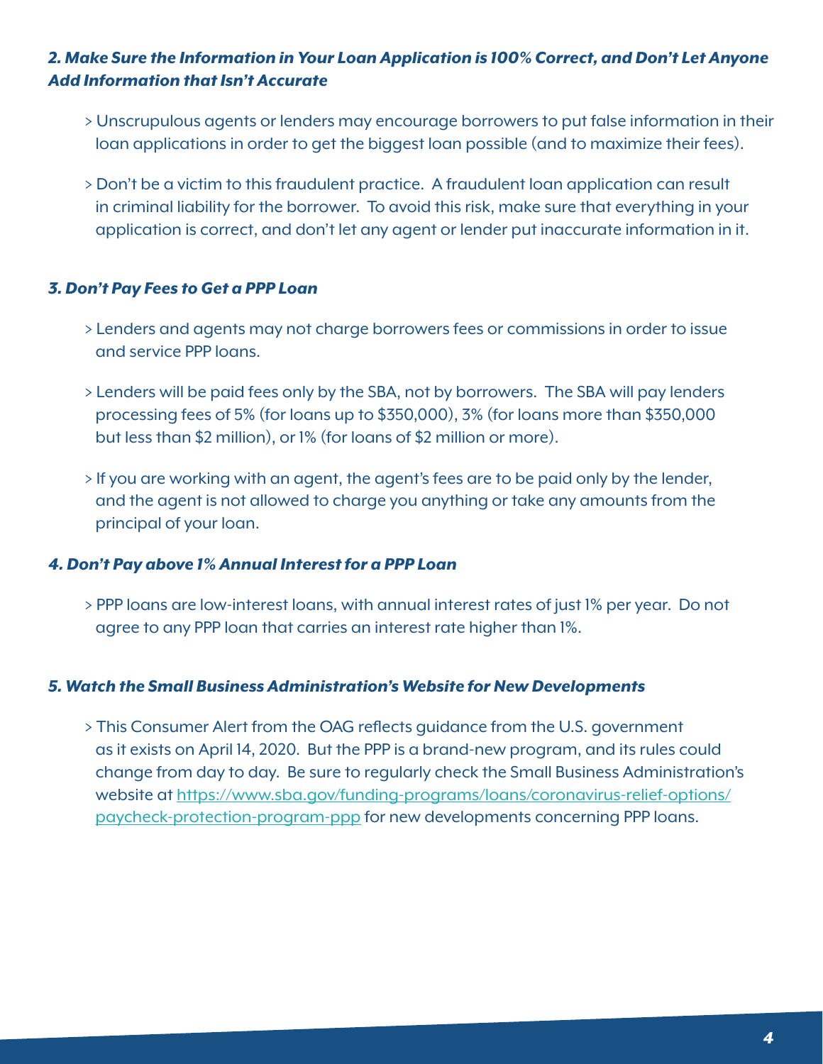### *2. Make Sure the Information in Your Loan Application is 100% Correct, and Don't Let Anyone Add Information that Isn't Accurate*

> Unscrupulous agents or lenders may encourage borrowers to put false information in their loan applications in order to get the biggest loan possible (and to maximize their fees).

> Don't be a victim to this fraudulent practice. A fraudulent loan application can result in criminal liability for the borrower. To avoid this risk, make sure that everything in your application is correct, and don't let any agent or lender put inaccurate information in it.

### *3. Don't Pay Fees to Get a PPP Loan*

> Lenders and agents may not charge borrowers fees or commissions in order to issue and service PPP loans.

> Lenders will be paid fees only by the SBA, not by borrowers. The SBA will pay lenders processing fees of 5% (for loans up to $350,000), 3% (for loans more than $350,000 but less than $2 million), or 1% (for loans of $2 million or more).

> If you are working with an agent, the agent's fees are to be paid only by the lender, and the agent is not allowed to charge you anything or take any amounts from the principal of your loan.

### *4. Don't Pay above 1% Annual Interest for a PPP Loan*

> PPP loans are low-interest loans, with annual interest rates of just 1% per year. Do not agree to any PPP loan that carries an interest rate higher than 1%.

### *5. Watch the Small Business Administration's Website for New Developments*

> This Consumer Alert from the OAG reflects guidance from the U.S. government as it exists on April 14, 2020. But the PPP is a brand-new program, and its rules could change from day to day. Be sure to regularly check the Small Business Administration's website at https://www.sba.gov/funding-programs/loans/coronavirus-relief-options/paycheck-protection-program-ppp for new developments concerning PPP loans.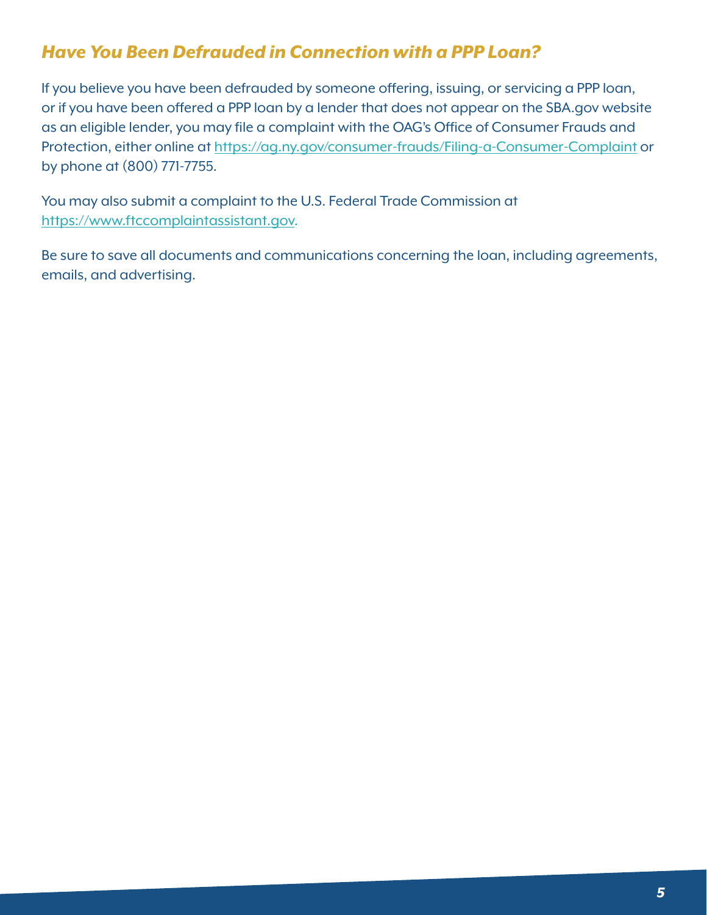## *Have You Been Defrauded in Connection with a PPP Loan?*

If you believe you have been defrauded by someone offering, issuing, or servicing a PPP loan, or if you have been offered a PPP loan by a lender that does not appear on the SBA.gov website as an eligible lender, you may file a complaint with the OAG's Office of Consumer Frauds and Protection, either online at https://ag.ny.gov/consumer-frauds/Filing-a-Consumer-Complaint or by phone at (800) 771-7755.

You may also submit a complaint to the U.S. Federal Trade Commission at https://www.ftccomplaintassistant.gov.

Be sure to save all documents and communications concerning the loan, including agreements, emails, and advertising.